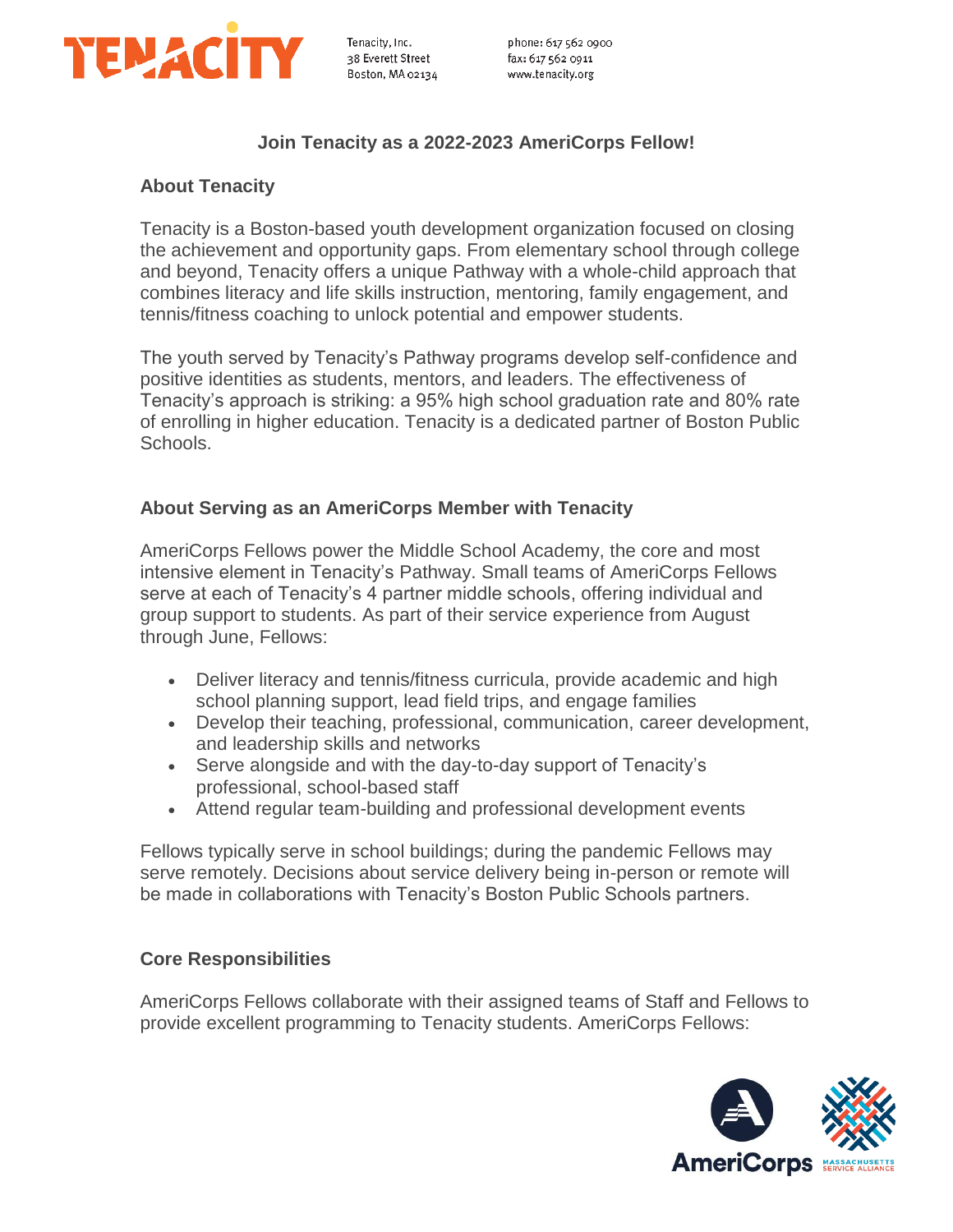Tenacity, Inc.
38 Everett Street
Boston, MA 02134

phone: 617 562 0900
fax: 617 562 0911
www.tenacity.org

# Join Tenacity as a 2022-2023 AmeriCorps Fellow!

## About Tenacity

Tenacity is a Boston-based youth development organization focused on closing the achievement and opportunity gaps. From elementary school through college and beyond, Tenacity offers a unique Pathway with a whole-child approach that combines literacy and life skills instruction, mentoring, family engagement, and tennis/fitness coaching to unlock potential and empower students.

The youth served by Tenacity's Pathway programs develop self-confidence and positive identities as students, mentors, and leaders. The effectiveness of Tenacity's approach is striking: a 95% high school graduation rate and 80% rate of enrolling in higher education. Tenacity is a dedicated partner of Boston Public Schools.

## About Serving as an AmeriCorps Member with Tenacity

AmeriCorps Fellows power the Middle School Academy, the core and most intensive element in Tenacity's Pathway. Small teams of AmeriCorps Fellows serve at each of Tenacity's 4 partner middle schools, offering individual and group support to students. As part of their service experience from August through June, Fellows:

- Deliver literacy and tennis/fitness curricula, provide academic and high school planning support, lead field trips, and engage families
- Develop their teaching, professional, communication, career development, and leadership skills and networks
- Serve alongside and with the day-to-day support of Tenacity's professional, school-based staff
- Attend regular team-building and professional development events

Fellows typically serve in school buildings; during the pandemic Fellows may serve remotely. Decisions about service delivery being in-person or remote will be made in collaborations with Tenacity's Boston Public Schools partners.

## Core Responsibilities

AmeriCorps Fellows collaborate with their assigned teams of Staff and Fellows to provide excellent programming to Tenacity students. AmeriCorps Fellows: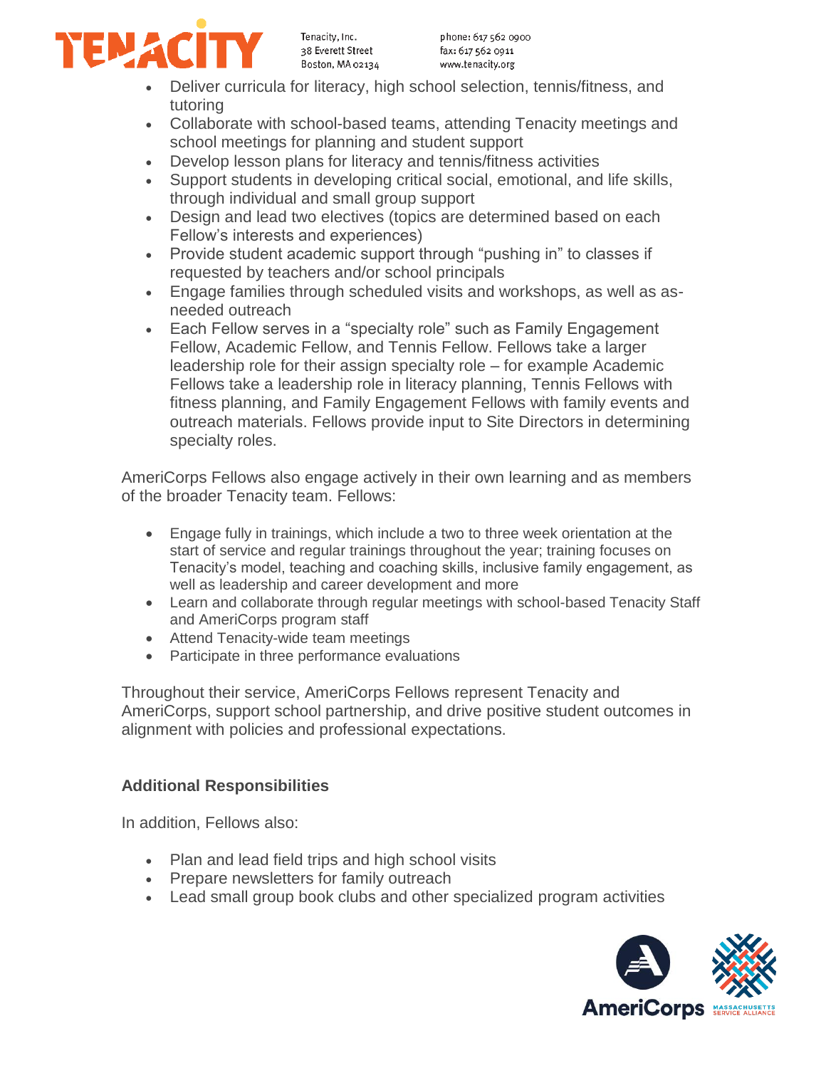- Deliver curricula for literacy, high school selection, tennis/fitness, and tutoring
- Collaborate with school-based teams, attending Tenacity meetings and school meetings for planning and student support
- Develop lesson plans for literacy and tennis/fitness activities
- Support students in developing critical social, emotional, and life skills, through individual and small group support
- Design and lead two electives (topics are determined based on each Fellow's interests and experiences)
- Provide student academic support through "pushing in" to classes if requested by teachers and/or school principals
- Engage families through scheduled visits and workshops, as well as as-needed outreach
- Each Fellow serves in a "specialty role" such as Family Engagement Fellow, Academic Fellow, and Tennis Fellow. Fellows take a larger leadership role for their assign specialty role – for example Academic Fellows take a leadership role in literacy planning, Tennis Fellows with fitness planning, and Family Engagement Fellows with family events and outreach materials. Fellows provide input to Site Directors in determining specialty roles.

AmeriCorps Fellows also engage actively in their own learning and as members of the broader Tenacity team. Fellows:

- Engage fully in trainings, which include a two to three week orientation at the start of service and regular trainings throughout the year; training focuses on Tenacity's model, teaching and coaching skills, inclusive family engagement, as well as leadership and career development and more
- Learn and collaborate through regular meetings with school-based Tenacity Staff and AmeriCorps program staff
- Attend Tenacity-wide team meetings
- Participate in three performance evaluations

Throughout their service, AmeriCorps Fellows represent Tenacity and AmeriCorps, support school partnership, and drive positive student outcomes in alignment with policies and professional expectations.

**Additional Responsibilities**

In addition, Fellows also:

- Plan and lead field trips and high school visits
- Prepare newsletters for family outreach
- Lead small group book clubs and other specialized program activities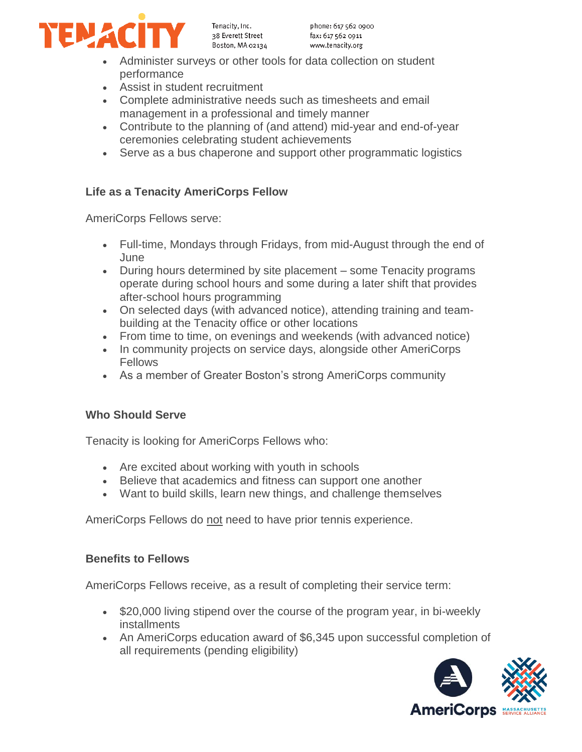- Administer surveys or other tools for data collection on student performance
- Assist in student recruitment
- Complete administrative needs such as timesheets and email management in a professional and timely manner
- Contribute to the planning of (and attend) mid-year and end-of-year ceremonies celebrating student achievements
- Serve as a bus chaperone and support other programmatic logistics

**Life as a Tenacity AmeriCorps Fellow**

AmeriCorps Fellows serve:

- Full-time, Mondays through Fridays, from mid-August through the end of June
- During hours determined by site placement – some Tenacity programs operate during school hours and some during a later shift that provides after-school hours programming
- On selected days (with advanced notice), attending training and team-building at the Tenacity office or other locations
- From time to time, on evenings and weekends (with advanced notice)
- In community projects on service days, alongside other AmeriCorps Fellows
- As a member of Greater Boston's strong AmeriCorps community

**Who Should Serve**

Tenacity is looking for AmeriCorps Fellows who:

- Are excited about working with youth in schools
- Believe that academics and fitness can support one another
- Want to build skills, learn new things, and challenge themselves

AmeriCorps Fellows do not need to have prior tennis experience.

**Benefits to Fellows**

AmeriCorps Fellows receive, as a result of completing their service term:

- $20,000 living stipend over the course of the program year, in bi-weekly installments
- An AmeriCorps education award of $6,345 upon successful completion of all requirements (pending eligibility)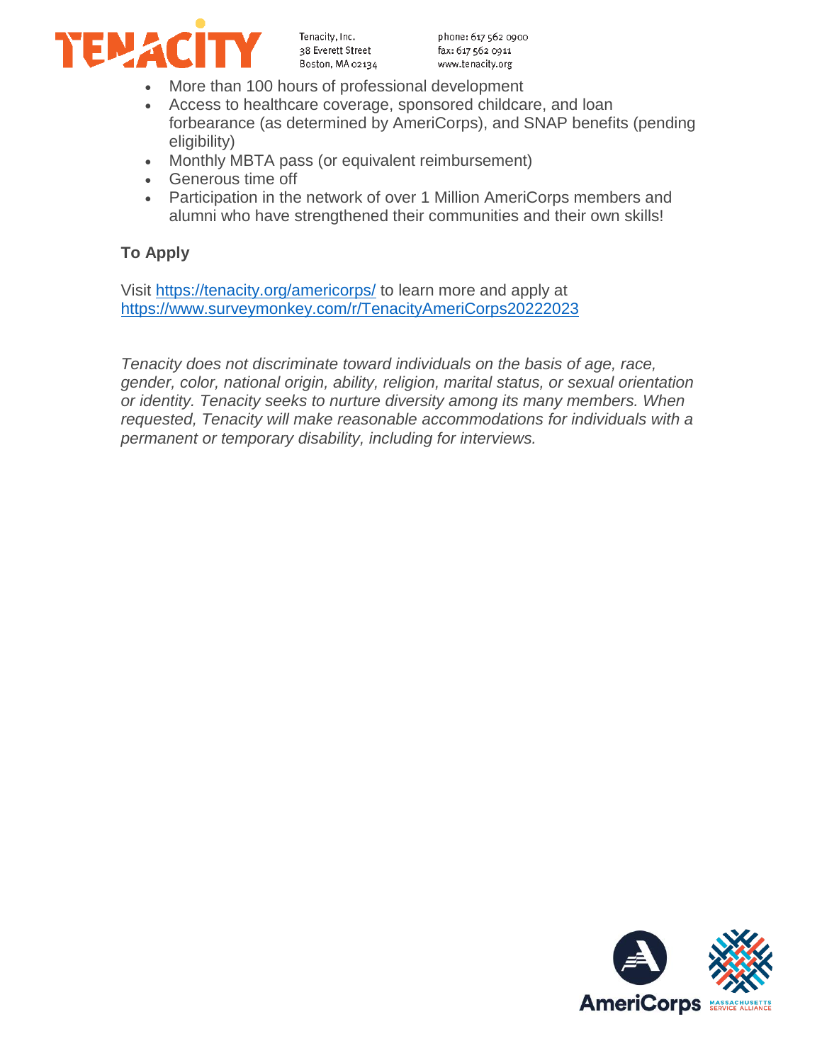- More than 100 hours of professional development
- Access to healthcare coverage, sponsored childcare, and loan forbearance (as determined by AmeriCorps), and SNAP benefits (pending eligibility)
- Monthly MBTA pass (or equivalent reimbursement)
- Generous time off
- Participation in the network of over 1 Million AmeriCorps members and alumni who have strengthened their communities and their own skills!

**To Apply**

Visit https://tenacity.org/americorps/ to learn more and apply at https://www.surveymonkey.com/r/TenacityAmeriCorps20222023

*Tenacity does not discriminate toward individuals on the basis of age, race, gender, color, national origin, ability, religion, marital status, or sexual orientation or identity. Tenacity seeks to nurture diversity among its many members. When requested, Tenacity will make reasonable accommodations for individuals with a permanent or temporary disability, including for interviews.*